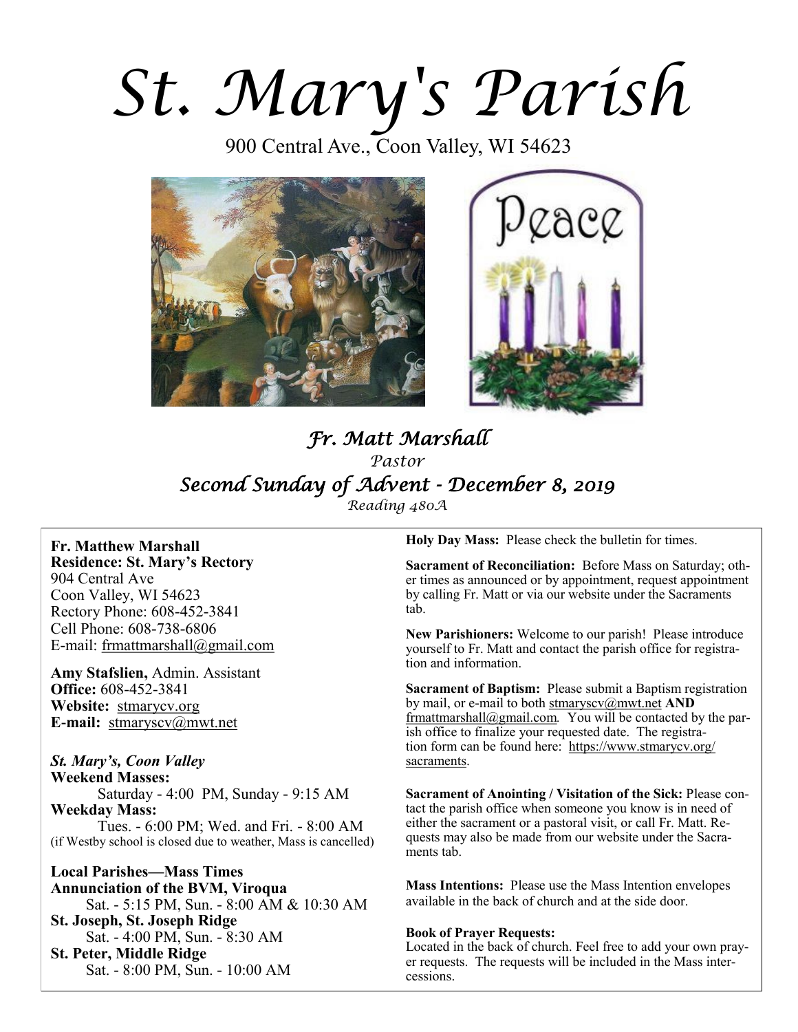# St. Mary's Parish

900 Central Ave., Coon Valley, WI 54623

## *Fr. Matt Marshall*

*Pastor*

## *Second Sunday of Advent - December 8, 2019*

*Reading 480A*

**Fr. Matthew Marshall**
**Residence: St. Mary's Rectory**
904 Central Ave
Coon Valley, WI 54623
Rectory Phone: 608-452-3841
Cell Phone: 608-738-6806
E-mail: frmattmarshall@gmail.com

**Amy Stafslien,** Admin. Assistant
**Office:** 608-452-3841
**Website:** stmarycv.org
**E-mail:** stmaryscv@mwt.net

***St. Mary's, Coon Valley***
**Weekend Masses:**
Saturday - 4:00 PM, Sunday - 9:15 AM
**Weekday Mass:**
Tues. - 6:00 PM; Wed. and Fri. - 8:00 AM
(if Westby school is closed due to weather, Mass is cancelled)

**Local Parishes—Mass Times**
**Annunciation of the BVM, Viroqua**
Sat. - 5:15 PM, Sun. - 8:00 AM & 10:30 AM
**St. Joseph, St. Joseph Ridge**
Sat. - 4:00 PM, Sun. - 8:30 AM
**St. Peter, Middle Ridge**
Sat. - 8:00 PM, Sun. - 10:00 AM

**Holy Day Mass:** Please check the bulletin for times.

**Sacrament of Reconciliation:** Before Mass on Saturday; other times as announced or by appointment, request appointment by calling Fr. Matt or via our website under the Sacraments tab.

**New Parishioners:** Welcome to our parish! Please introduce yourself to Fr. Matt and contact the parish office for registration and information.

**Sacrament of Baptism:** Please submit a Baptism registration by mail, or e-mail to both stmaryscv@mwt.net **AND** frmattmarshall@gmail.com. You will be contacted by the parish office to finalize your requested date. The registration form can be found here: https://www.stmarycv.org/sacraments.

**Sacrament of Anointing / Visitation of the Sick:** Please contact the parish office when someone you know is in need of either the sacrament or a pastoral visit, or call Fr. Matt. Requests may also be made from our website under the Sacraments tab.

**Mass Intentions:** Please use the Mass Intention envelopes available in the back of church and at the side door.

**Book of Prayer Requests:**
Located in the back of church. Feel free to add your own prayer requests. The requests will be included in the Mass intercessions.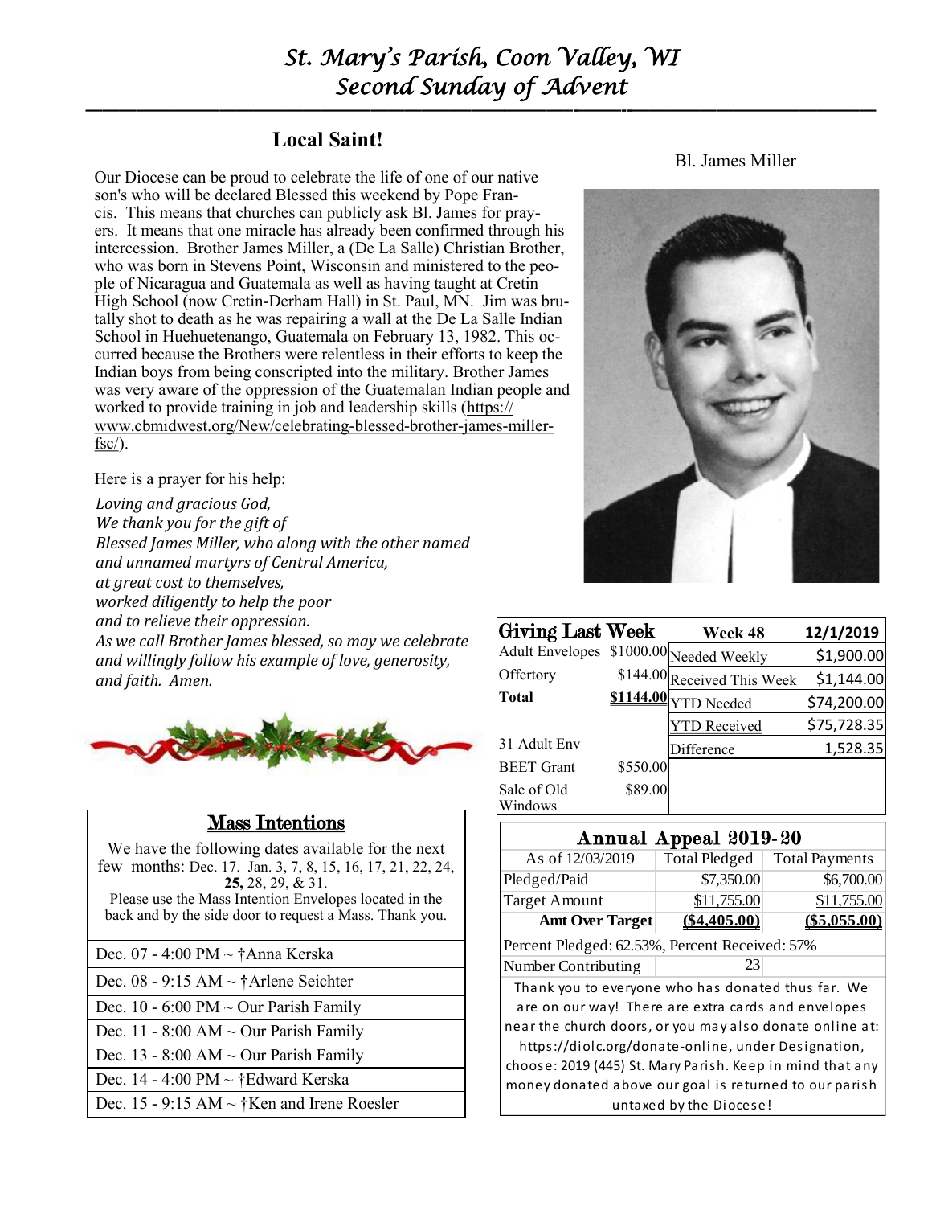# St. Mary's Parish, Coon Valley, WI
# Second Sunday of Advent

## Local Saint!

Our Diocese can be proud to celebrate the life of one of our native son's who will be declared Blessed this weekend by Pope Francis. This means that churches can publicly ask Bl. James for prayers. It means that one miracle has already been confirmed through his intercession. Brother James Miller, a (De La Salle) Christian Brother, who was born in Stevens Point, Wisconsin and ministered to the people of Nicaragua and Guatemala as well as having taught at Cretin High School (now Cretin-Derham Hall) in St. Paul, MN. Jim was brutally shot to death as he was repairing a wall at the De La Salle Indian School in Huehuetenango, Guatemala on February 13, 1982. This occurred because the Brothers were relentless in their efforts to keep the Indian boys from being conscripted into the military. Brother James was very aware of the oppression of the Guatemalan Indian people and worked to provide training in job and leadership skills (https://www.cbmidwest.org/New/celebrating-blessed-brother-james-miller-fsc/).

Here is a prayer for his help:

*Loving and gracious God,*
*We thank you for the gift of*
*Blessed James Miller, who along with the other named and unnamed martyrs of Central America,*
*at great cost to themselves,*
*worked diligently to help the poor*
*and to relieve their oppression.*
*As we call Brother James blessed, so may we celebrate and willingly follow his example of love, generosity, and faith. Amen.*

Bl. James Miller

## Mass Intentions

We have the following dates available for the next few months: Dec. 17. Jan. 3, 7, 8, 15, 16, 17, 21, 22, 24, **25,** 28, 29, & 31.
Please use the Mass Intention Envelopes located in the back and by the side door to request a Mass. Thank you.

| |
|---|
| Dec. 07 - 4:00 PM ~ †Anna Kerska |
| Dec. 08 - 9:15 AM ~ †Arlene Seichter |
| Dec. 10 - 6:00 PM ~ Our Parish Family |
| Dec. 11 - 8:00 AM ~ Our Parish Family |
| Dec. 13 - 8:00 AM ~ Our Parish Family |
| Dec. 14 - 4:00 PM ~ †Edward Kerska |
| Dec. 15 - 9:15 AM ~ †Ken and Irene Roesler |

| Giving Last Week | | Week 48 | 12/1/2019 |
|---|---|---|---|
| Adult Envelopes | $1000.00 | Needed Weekly | $1,900.00 |
| Offertory | $144.00 | Received This Week | $1,144.00 |
| **Total** | **$1144.00** | YTD Needed | $74,200.00 |
| | | YTD Received | $75,728.35 |
| 31 Adult Env | | Difference | 1,528.35 |
| BEET Grant | $550.00 | | |
| Sale of Old Windows | $89.00 | | |

| Annual Appeal 2019-20 | | |
|---|---|---|
| As of 12/03/2019 | Total Pledged | Total Payments |
| Pledged/Paid | $7,350.00 | $6,700.00 |
| Target Amount | $11,755.00 | $11,755.00 |
| **Amt Over Target** | **($4,405.00)** | **($5,055.00)** |
| Percent Pledged: 62.53%, Percent Received: 57% | | |
| Number Contributing | 23 | |

Thank you to everyone who has donated thus far. We are on our way! There are extra cards and envelopes near the church doors, or you may also donate online at: https://diolc.org/donate-online, under Designation, choose: 2019 (445) St. Mary Parish. Keep in mind that any money donated above our goal is returned to our parish untaxed by the Diocese!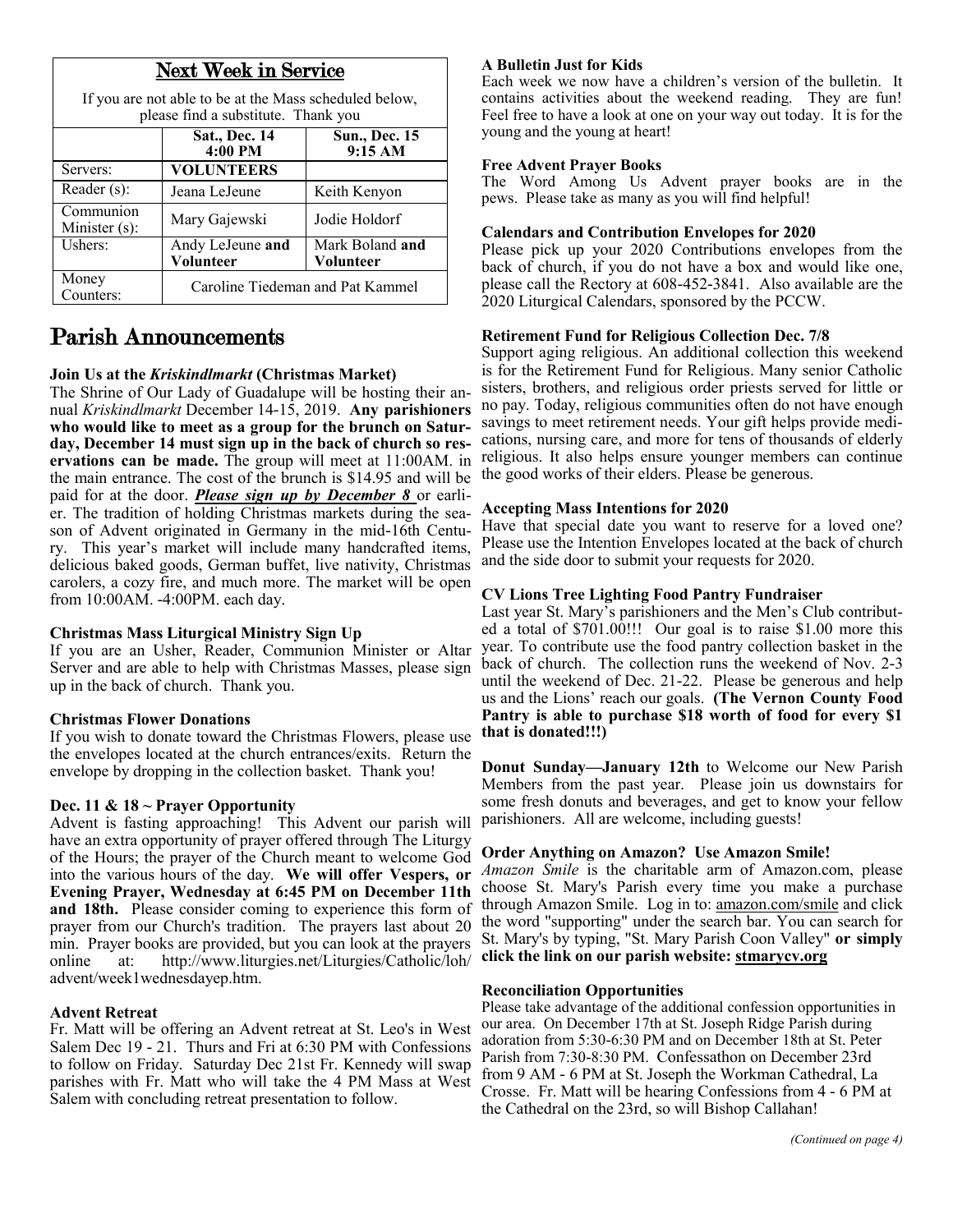## Next Week in Service

If you are not able to be at the Mass scheduled below, please find a substitute. Thank you

| | Sat., Dec. 14 4:00 PM | Sun., Dec. 15 9:15 AM |
|---|---|---|
| Servers: | **VOLUNTEERS** | |
| Reader (s): | Jeana LeJeune | Keith Kenyon |
| Communion Minister (s): | Mary Gajewski | Jodie Holdorf |
| Ushers: | Andy LeJeune **and Volunteer** | Mark Boland **and Volunteer** |
| Money Counters: | Caroline Tiedeman and Pat Kammel | |

# Parish Announcements

**Join Us at the *Kriskindlmarkt* (Christmas Market)**

The Shrine of Our Lady of Guadalupe will be hosting their annual *Kriskindlmarkt* December 14-15, 2019. **Any parishioners who would like to meet as a group for the brunch on Saturday, December 14 must sign up in the back of church so reservations can be made.** The group will meet at 11:00AM. in the main entrance. The cost of the brunch is $14.95 and will be paid for at the door. ***Please sign up by December 8*** or earlier. The tradition of holding Christmas markets during the season of Advent originated in Germany in the mid-16th Century. This year's market will include many handcrafted items, delicious baked goods, German buffet, live nativity, Christmas carolers, a cozy fire, and much more. The market will be open from 10:00AM. -4:00PM. each day.

**Christmas Mass Liturgical Ministry Sign Up**

If you are an Usher, Reader, Communion Minister or Altar Server and are able to help with Christmas Masses, please sign up in the back of church. Thank you.

**Christmas Flower Donations**

If you wish to donate toward the Christmas Flowers, please use the envelopes located at the church entrances/exits. Return the envelope by dropping in the collection basket. Thank you!

**Dec. 11 & 18 ~ Prayer Opportunity**

Advent is fasting approaching! This Advent our parish will have an extra opportunity of prayer offered through The Liturgy of the Hours; the prayer of the Church meant to welcome God into the various hours of the day. **We will offer Vespers, or Evening Prayer, Wednesday at 6:45 PM on December 11th and 18th.** Please consider coming to experience this form of prayer from our Church's tradition. The prayers last about 20 min. Prayer books are provided, but you can look at the prayers online at: http://www.liturgies.net/Liturgies/Catholic/loh/advent/week1wednesdayep.htm.

**Advent Retreat**

Fr. Matt will be offering an Advent retreat at St. Leo's in West Salem Dec 19 - 21. Thurs and Fri at 6:30 PM with Confessions to follow on Friday. Saturday Dec 21st Fr. Kennedy will swap parishes with Fr. Matt who will take the 4 PM Mass at West Salem with concluding retreat presentation to follow.

**A Bulletin Just for Kids**

Each week we now have a children's version of the bulletin. It contains activities about the weekend reading. They are fun! Feel free to have a look at one on your way out today. It is for the young and the young at heart!

**Free Advent Prayer Books**

The Word Among Us Advent prayer books are in the pews. Please take as many as you will find helpful!

**Calendars and Contribution Envelopes for 2020**

Please pick up your 2020 Contributions envelopes from the back of church, if you do not have a box and would like one, please call the Rectory at 608-452-3841. Also available are the 2020 Liturgical Calendars, sponsored by the PCCW.

**Retirement Fund for Religious Collection Dec. 7/8**

Support aging religious. An additional collection this weekend is for the Retirement Fund for Religious. Many senior Catholic sisters, brothers, and religious order priests served for little or no pay. Today, religious communities often do not have enough savings to meet retirement needs. Your gift helps provide medications, nursing care, and more for tens of thousands of elderly religious. It also helps ensure younger members can continue the good works of their elders. Please be generous.

**Accepting Mass Intentions for 2020**

Have that special date you want to reserve for a loved one? Please use the Intention Envelopes located at the back of church and the side door to submit your requests for 2020.

**CV Lions Tree Lighting Food Pantry Fundraiser**

Last year St. Mary's parishioners and the Men's Club contributed a total of $701.00!!! Our goal is to raise $1.00 more this year. To contribute use the food pantry collection basket in the back of church. The collection runs the weekend of Nov. 2-3 until the weekend of Dec. 21-22. Please be generous and help us and the Lions' reach our goals. **(The Vernon County Food Pantry is able to purchase $18 worth of food for every $1 that is donated!!!)**

**Donut Sunday—January 12th** to Welcome our New Parish Members from the past year. Please join us downstairs for some fresh donuts and beverages, and get to know your fellow parishioners. All are welcome, including guests!

**Order Anything on Amazon? Use Amazon Smile!**

*Amazon Smile* is the charitable arm of Amazon.com, please choose St. Mary's Parish every time you make a purchase through Amazon Smile. Log in to: amazon.com/smile and click the word "supporting" under the search bar. You can search for St. Mary's by typing, "St. Mary Parish Coon Valley" **or simply click the link on our parish website: stmarycv.org**

**Reconciliation Opportunities**

Please take advantage of the additional confession opportunities in our area. On December 17th at St. Joseph Ridge Parish during adoration from 5:30-6:30 PM and on December 18th at St. Peter Parish from 7:30-8:30 PM. Confessathon on December 23rd from 9 AM - 6 PM at St. Joseph the Workman Cathedral, La Crosse. Fr. Matt will be hearing Confessions from 4 - 6 PM at the Cathedral on the 23rd, so will Bishop Callahan!

*(Continued on page 4)*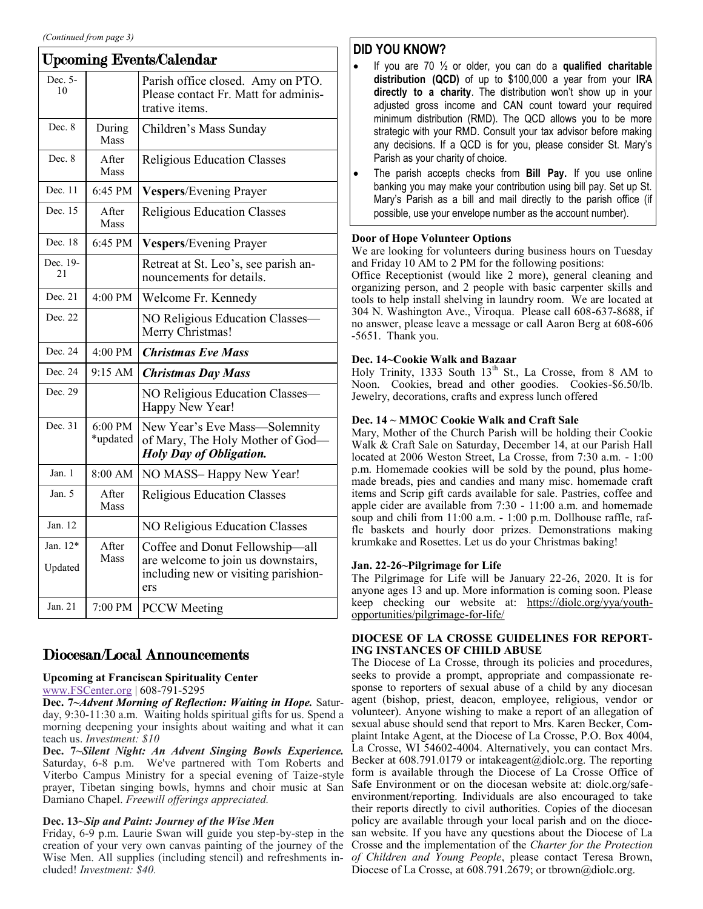*(Continued from page 3)*

## Upcoming Events/Calendar

| | | |
|---|---|---|
| Dec. 5-10 | | Parish office closed. Amy on PTO. Please contact Fr. Matt for administrative items. |
| Dec. 8 | During Mass | Children's Mass Sunday |
| Dec. 8 | After Mass | Religious Education Classes |
| Dec. 11 | 6:45 PM | **Vespers**/Evening Prayer |
| Dec. 15 | After Mass | Religious Education Classes |
| Dec. 18 | 6:45 PM | **Vespers**/Evening Prayer |
| Dec. 19-21 | | Retreat at St. Leo's, see parish announcements for details. |
| Dec. 21 | 4:00 PM | Welcome Fr. Kennedy |
| Dec. 22 | | NO Religious Education Classes—Merry Christmas! |
| Dec. 24 | 4:00 PM | ***Christmas Eve Mass*** |
| Dec. 24 | 9:15 AM | ***Christmas Day Mass*** |
| Dec. 29 | | NO Religious Education Classes—Happy New Year! |
| Dec. 31 | 6:00 PM *updated | New Year's Eve Mass—Solemnity of Mary, The Holy Mother of God—***Holy Day of Obligation.*** |
| Jan. 1 | 8:00 AM | NO MASS– Happy New Year! |
| Jan. 5 | After Mass | Religious Education Classes |
| Jan. 12 | | NO Religious Education Classes |
| Jan. 12* Updated | After Mass | Coffee and Donut Fellowship—all are welcome to join us downstairs, including new or visiting parishioners |
| Jan. 21 | 7:00 PM | PCCW Meeting |

## Diocesan/Local Announcements

**Upcoming at Franciscan Spirituality Center**
www.FSCenter.org | 608-791-5295

**Dec. 7~*Advent Morning of Reflection: Waiting in Hope.*** Saturday, 9:30-11:30 a.m. Waiting holds spiritual gifts for us. Spend a morning deepening your insights about waiting and what it can teach us. *Investment: $10*

**Dec. 7~*Silent Night: An Advent Singing Bowls Experience.*** Saturday, 6-8 p.m. We've partnered with Tom Roberts and Viterbo Campus Ministry for a special evening of Taize-style prayer, Tibetan singing bowls, hymns and choir music at San Damiano Chapel. *Freewill offerings appreciated.*

**Dec. 13~*Sip and Paint: Journey of the Wise Men***
Friday, 6-9 p.m. Laurie Swan will guide you step-by-step in the creation of your very own canvas painting of the journey of the Wise Men. All supplies (including stencil) and refreshments included! *Investment: $40.*

### DID YOU KNOW?

- If you are 70 ½ or older, you can do a **qualified charitable distribution (QCD)** of up to $100,000 a year from your **IRA directly to a charity**. The distribution won't show up in your adjusted gross income and CAN count toward your required minimum distribution (RMD). The QCD allows you to be more strategic with your RMD. Consult your tax advisor before making any decisions. If a QCD is for you, please consider St. Mary's Parish as your charity of choice.
- The parish accepts checks from **Bill Pay.** If you use online banking you may make your contribution using bill pay. Set up St. Mary's Parish as a bill and mail directly to the parish office (if possible, use your envelope number as the account number).

**Door of Hope Volunteer Options**
We are looking for volunteers during business hours on Tuesday and Friday 10 AM to 2 PM for the following positions:
Office Receptionist (would like 2 more), general cleaning and organizing person, and 2 people with basic carpenter skills and tools to help install shelving in laundry room. We are located at 304 N. Washington Ave., Viroqua. Please call 608-637-8688, if no answer, please leave a message or call Aaron Berg at 608-606-5651. Thank you.

**Dec. 14~Cookie Walk and Bazaar**
Holy Trinity, 1333 South 13th St., La Crosse, from 8 AM to Noon. Cookies, bread and other goodies. Cookies-$6.50/lb. Jewelry, decorations, crafts and express lunch offered

**Dec. 14 ~ MMOC Cookie Walk and Craft Sale**
Mary, Mother of the Church Parish will be holding their Cookie Walk & Craft Sale on Saturday, December 14, at our Parish Hall located at 2006 Weston Street, La Crosse, from 7:30 a.m. - 1:00 p.m. Homemade cookies will be sold by the pound, plus homemade breads, pies and candies and many misc. homemade craft items and Scrip gift cards available for sale. Pastries, coffee and apple cider are available from 7:30 - 11:00 a.m. and homemade soup and chili from 11:00 a.m. - 1:00 p.m. Dollhouse raffle, raffle baskets and hourly door prizes. Demonstrations making krumkake and Rosettes. Let us do your Christmas baking!

**Jan. 22-26~Pilgrimage for Life**
The Pilgrimage for Life will be January 22-26, 2020. It is for anyone ages 13 and up. More information is coming soon. Please keep checking our website at: https://diolc.org/yya/youth-opportunities/pilgrimage-for-life/

**DIOCESE OF LA CROSSE GUIDELINES FOR REPORTING INSTANCES OF CHILD ABUSE**
The Diocese of La Crosse, through its policies and procedures, seeks to provide a prompt, appropriate and compassionate response to reporters of sexual abuse of a child by any diocesan agent (bishop, priest, deacon, employee, religious, vendor or volunteer). Anyone wishing to make a report of an allegation of sexual abuse should send that report to Mrs. Karen Becker, Complaint Intake Agent, at the Diocese of La Crosse, P.O. Box 4004, La Crosse, WI 54602-4004. Alternatively, you can contact Mrs. Becker at 608.791.0179 or intakeagent@diolc.org. The reporting form is available through the Diocese of La Crosse Office of Safe Environment or on the diocesan website at: diolc.org/safe-environment/reporting. Individuals are also encouraged to take their reports directly to civil authorities. Copies of the diocesan policy are available through your local parish and on the diocesan website. If you have any questions about the Diocese of La Crosse and the implementation of the *Charter for the Protection of Children and Young People*, please contact Teresa Brown, Diocese of La Crosse, at 608.791.2679; or tbrown@diolc.org.